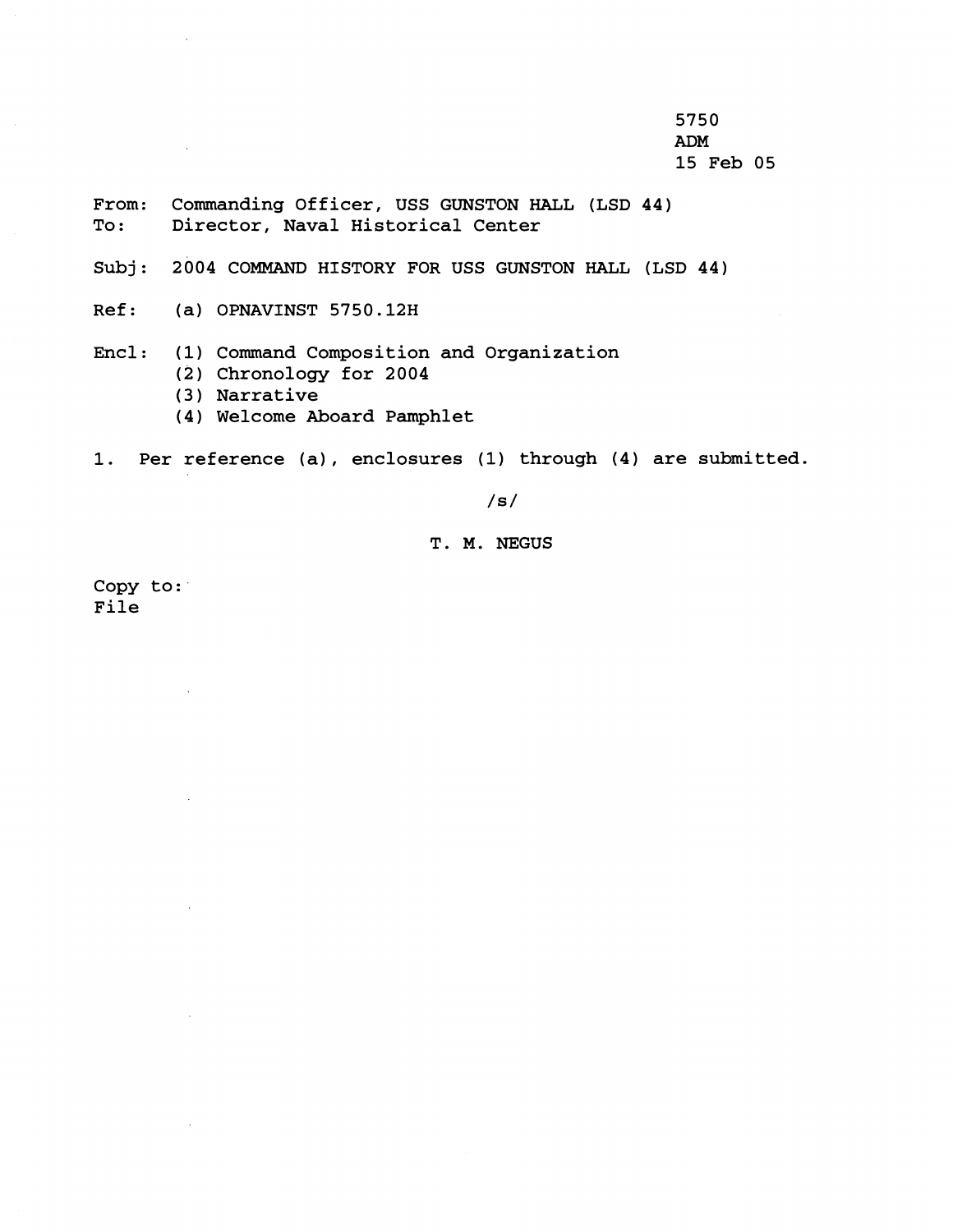5750
ADM
15 Feb 05

From: Commanding Officer, USS GUNSTON HALL (LSD 44)
To: Director, Naval Historical Center

Subj: 2004 COMMAND HISTORY FOR USS GUNSTON HALL (LSD 44)

Ref: (a) OPNAVINST 5750.12H

Encl: (1) Command Composition and Organization
(2) Chronology for 2004
(3) Narrative
(4) Welcome Aboard Pamphlet

1. Per reference (a), enclosures (1) through (4) are submitted.

/s/

T. M. NEGUS

Copy to:
File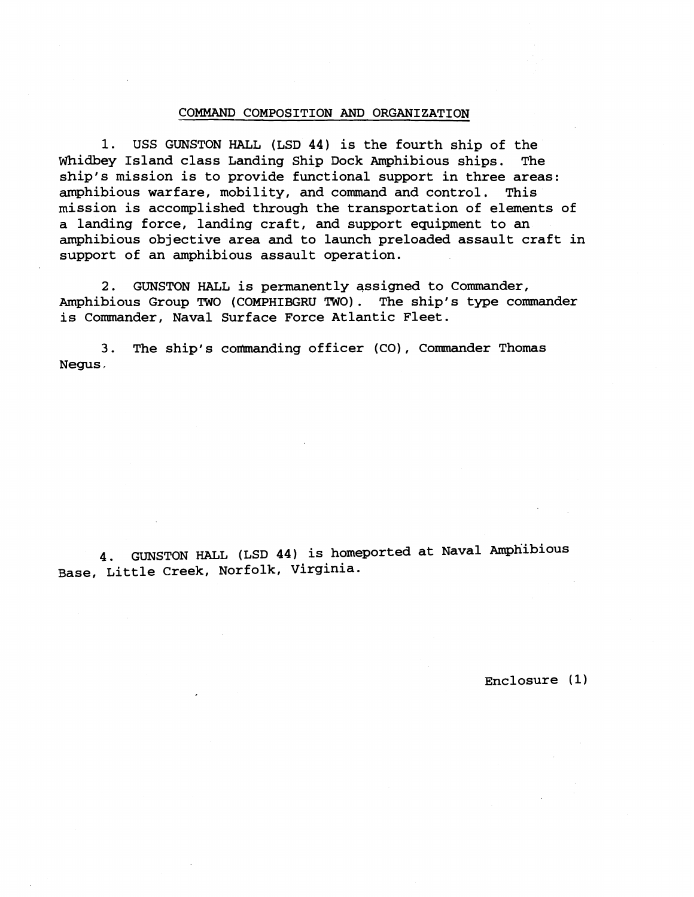## COMMAND COMPOSITION AND ORGANIZATION

1. USS GUNSTON HALL (LSD 44) is the fourth ship of the Whidbey Island class Landing Ship Dock Amphibious ships. The ship's mission is to provide functional support in three areas: amphibious warfare, mobility, and command and control. This mission is accomplished through the transportation of elements of a landing force, landing craft, and support equipment to an amphibious objective area and to launch preloaded assault craft in support of an amphibious assault operation.

2. GUNSTON HALL is permanently assigned to Commander, Amphibious Group TWO (COMPHIBGRU TWO). The ship's type commander is Commander, Naval Surface Force Atlantic Fleet.

3. The ship's commanding officer (CO), Commander Thomas Negus.

4. GUNSTON HALL (LSD 44) is homeported at Naval Amphibious Base, Little Creek, Norfolk, Virginia.

Enclosure (1)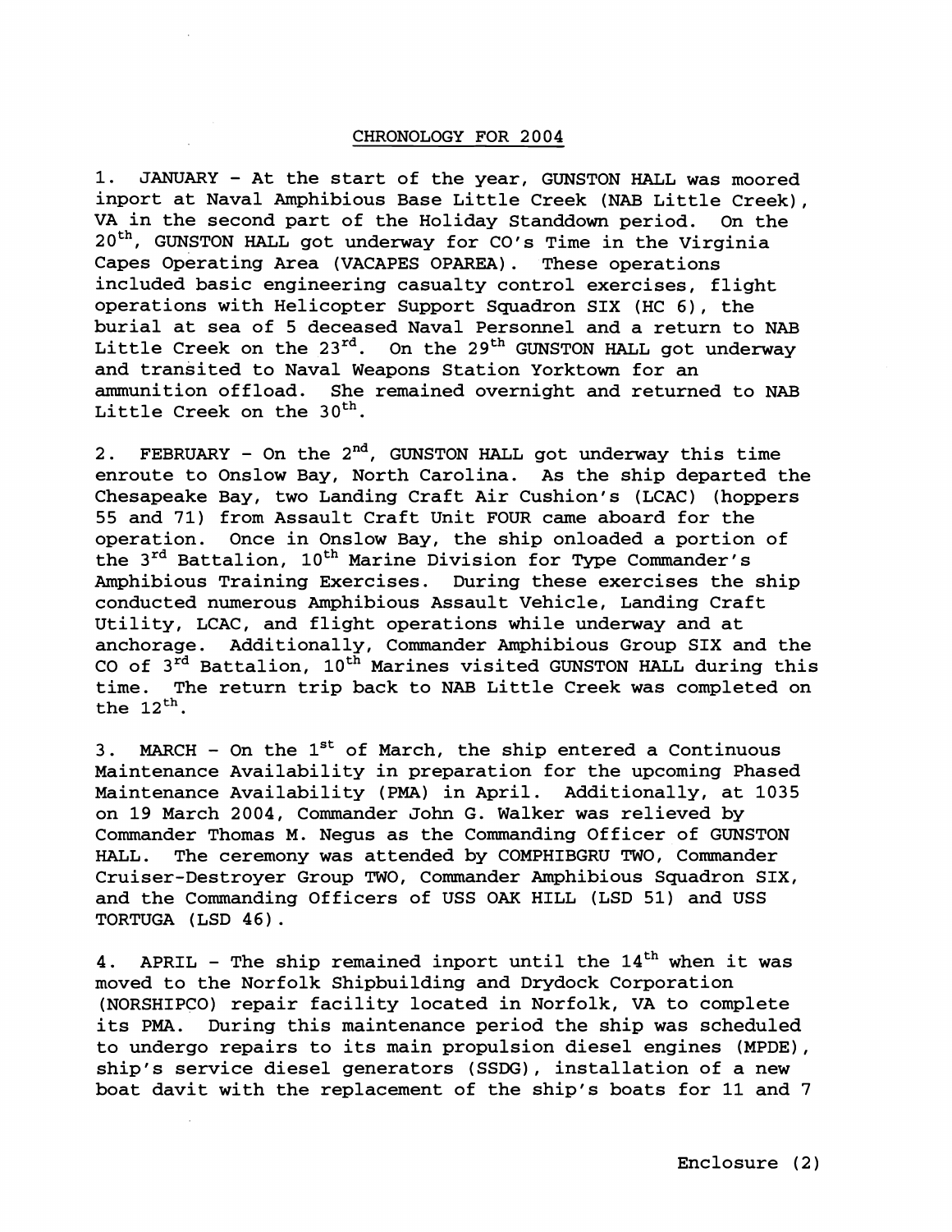CHRONOLOGY FOR 2004

1. JANUARY - At the start of the year, GUNSTON HALL was moored inport at Naval Amphibious Base Little Creek (NAB Little Creek), VA in the second part of the Holiday Standdown period. On the 20th, GUNSTON HALL got underway for CO's Time in the Virginia Capes Operating Area (VACAPES OPAREA). These operations included basic engineering casualty control exercises, flight operations with Helicopter Support Squadron SIX (HC 6), the burial at sea of 5 deceased Naval Personnel and a return to NAB Little Creek on the 23rd. On the 29th GUNSTON HALL got underway and transited to Naval Weapons Station Yorktown for an ammunition offload. She remained overnight and returned to NAB Little Creek on the 30th.

2. FEBRUARY - On the 2nd, GUNSTON HALL got underway this time enroute to Onslow Bay, North Carolina. As the ship departed the Chesapeake Bay, two Landing Craft Air Cushion's (LCAC) (hoppers 55 and 71) from Assault Craft Unit FOUR came aboard for the operation. Once in Onslow Bay, the ship onloaded a portion of the 3rd Battalion, 10th Marine Division for Type Commander's Amphibious Training Exercises. During these exercises the ship conducted numerous Amphibious Assault Vehicle, Landing Craft Utility, LCAC, and flight operations while underway and at anchorage. Additionally, Commander Amphibious Group SIX and the CO of 3rd Battalion, 10th Marines visited GUNSTON HALL during this time. The return trip back to NAB Little Creek was completed on the 12th.

3. MARCH - On the 1st of March, the ship entered a Continuous Maintenance Availability in preparation for the upcoming Phased Maintenance Availability (PMA) in April. Additionally, at 1035 on 19 March 2004, Commander John G. Walker was relieved by Commander Thomas M. Negus as the Commanding Officer of GUNSTON HALL. The ceremony was attended by COMPHIBGRU TWO, Commander Cruiser-Destroyer Group TWO, Commander Amphibious Squadron SIX, and the Commanding Officers of USS OAK HILL (LSD 51) and USS TORTUGA (LSD 46).

4. APRIL - The ship remained inport until the 14th when it was moved to the Norfolk Shipbuilding and Drydock Corporation (NORSHIPCO) repair facility located in Norfolk, VA to complete its PMA. During this maintenance period the ship was scheduled to undergo repairs to its main propulsion diesel engines (MPDE), ship's service diesel generators (SSDG), installation of a new boat davit with the replacement of the ship's boats for 11 and 7

Enclosure (2)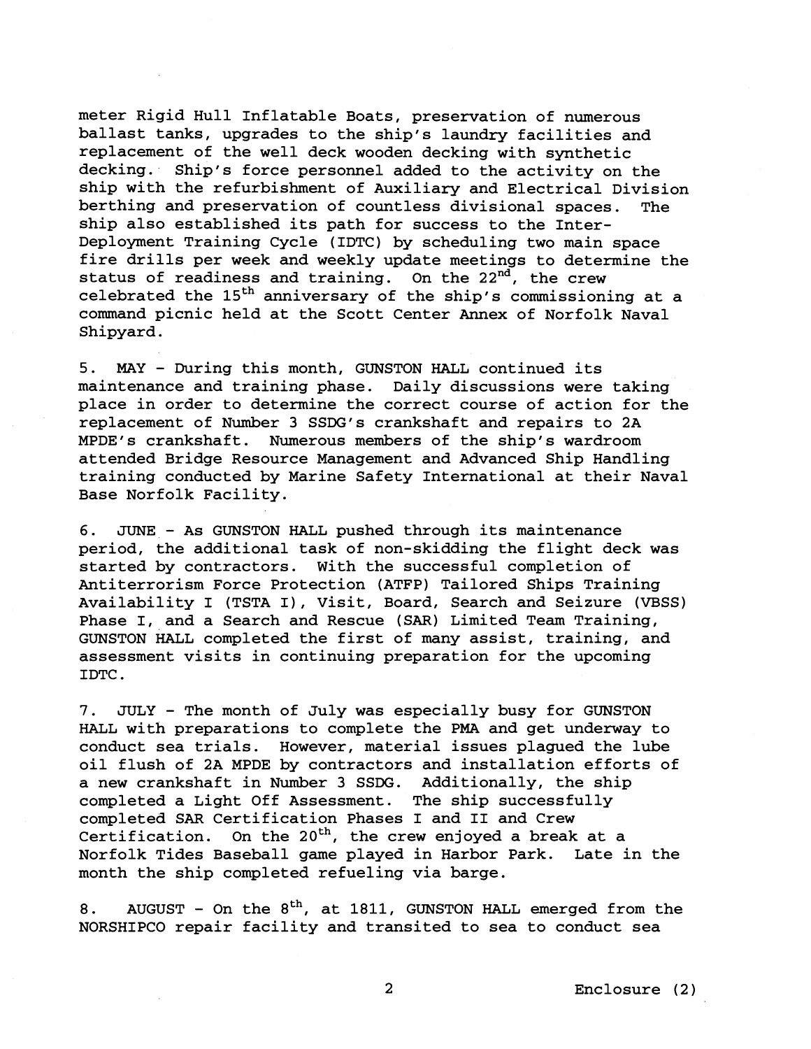meter Rigid Hull Inflatable Boats, preservation of numerous ballast tanks, upgrades to the ship's laundry facilities and replacement of the well deck wooden decking with synthetic decking. Ship's force personnel added to the activity on the ship with the refurbishment of Auxiliary and Electrical Division berthing and preservation of countless divisional spaces. The ship also established its path for success to the Inter-Deployment Training Cycle (IDTC) by scheduling two main space fire drills per week and weekly update meetings to determine the status of readiness and training. On the 22nd, the crew celebrated the 15th anniversary of the ship's commissioning at a command picnic held at the Scott Center Annex of Norfolk Naval Shipyard.

5. MAY - During this month, GUNSTON HALL continued its maintenance and training phase. Daily discussions were taking place in order to determine the correct course of action for the replacement of Number 3 SSDG's crankshaft and repairs to 2A MPDE's crankshaft. Numerous members of the ship's wardroom attended Bridge Resource Management and Advanced Ship Handling training conducted by Marine Safety International at their Naval Base Norfolk Facility.

6. JUNE - As GUNSTON HALL pushed through its maintenance period, the additional task of non-skidding the flight deck was started by contractors. With the successful completion of Antiterrorism Force Protection (ATFP) Tailored Ships Training Availability I (TSTA I), Visit, Board, Search and Seizure (VBSS) Phase I, and a Search and Rescue (SAR) Limited Team Training, GUNSTON HALL completed the first of many assist, training, and assessment visits in continuing preparation for the upcoming IDTC.

7. JULY - The month of July was especially busy for GUNSTON HALL with preparations to complete the PMA and get underway to conduct sea trials. However, material issues plagued the lube oil flush of 2A MPDE by contractors and installation efforts of a new crankshaft in Number 3 SSDG. Additionally, the ship completed a Light Off Assessment. The ship successfully completed SAR Certification Phases I and II and Crew Certification. On the 20th, the crew enjoyed a break at a Norfolk Tides Baseball game played in Harbor Park. Late in the month the ship completed refueling via barge.

8. AUGUST - On the 8th, at 1811, GUNSTON HALL emerged from the NORSHIPCO repair facility and transited to sea to conduct sea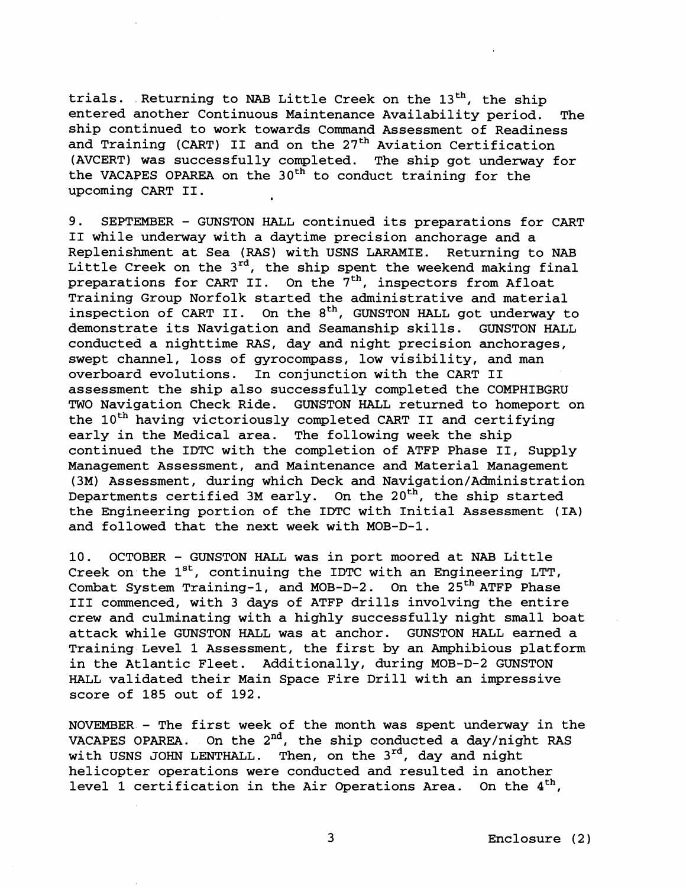trials. Returning to NAB Little Creek on the 13th, the ship entered another Continuous Maintenance Availability period. The ship continued to work towards Command Assessment of Readiness and Training (CART) II and on the 27th Aviation Certification (AVCERT) was successfully completed. The ship got underway for the VACAPES OPAREA on the 30th to conduct training for the upcoming CART II.

9. SEPTEMBER - GUNSTON HALL continued its preparations for CART II while underway with a daytime precision anchorage and a Replenishment at Sea (RAS) with USNS LARAMIE. Returning to NAB Little Creek on the 3rd, the ship spent the weekend making final preparations for CART II. On the 7th, inspectors from Afloat Training Group Norfolk started the administrative and material inspection of CART II. On the 8th, GUNSTON HALL got underway to demonstrate its Navigation and Seamanship skills. GUNSTON HALL conducted a nighttime RAS, day and night precision anchorages, swept channel, loss of gyrocompass, low visibility, and man overboard evolutions. In conjunction with the CART II assessment the ship also successfully completed the COMPHIBGRU TWO Navigation Check Ride. GUNSTON HALL returned to homeport on the 10th having victoriously completed CART II and certifying early in the Medical area. The following week the ship continued the IDTC with the completion of ATFP Phase II, Supply Management Assessment, and Maintenance and Material Management (3M) Assessment, during which Deck and Navigation/Administration Departments certified 3M early. On the 20th, the ship started the Engineering portion of the IDTC with Initial Assessment (IA) and followed that the next week with MOB-D-1.

10. OCTOBER - GUNSTON HALL was in port moored at NAB Little Creek on the 1st, continuing the IDTC with an Engineering LTT, Combat System Training-1, and MOB-D-2. On the 25th ATFP Phase III commenced, with 3 days of ATFP drills involving the entire crew and culminating with a highly successfully night small boat attack while GUNSTON HALL was at anchor. GUNSTON HALL earned a Training Level 1 Assessment, the first by an Amphibious platform in the Atlantic Fleet. Additionally, during MOB-D-2 GUNSTON HALL validated their Main Space Fire Drill with an impressive score of 185 out of 192.

NOVEMBER - The first week of the month was spent underway in the VACAPES OPAREA. On the 2nd, the ship conducted a day/night RAS with USNS JOHN LENTHALL. Then, on the 3rd, day and night helicopter operations were conducted and resulted in another level 1 certification in the Air Operations Area. On the 4th,

Enclosure (2)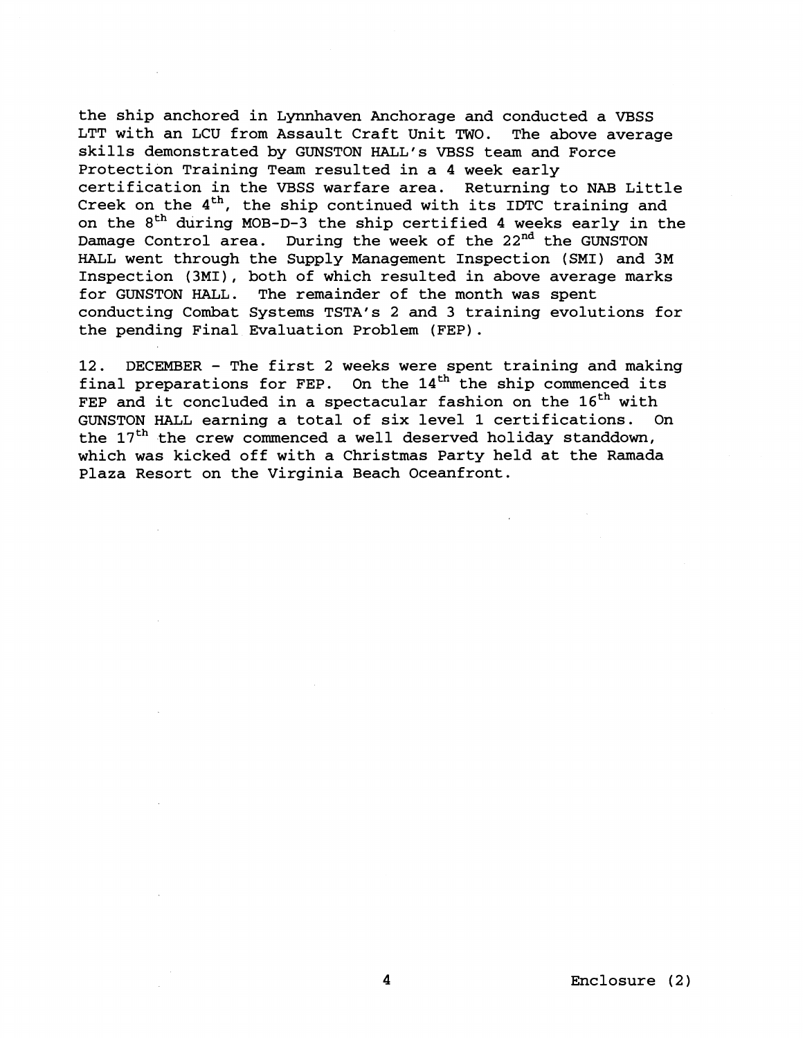the ship anchored in Lynnhaven Anchorage and conducted a VBSS LTT with an LCU from Assault Craft Unit TWO. The above average skills demonstrated by GUNSTON HALL's VBSS team and Force Protection Training Team resulted in a 4 week early certification in the VBSS warfare area. Returning to NAB Little Creek on the 4th, the ship continued with its IDTC training and on the 8th during MOB-D-3 the ship certified 4 weeks early in the Damage Control area. During the week of the 22nd the GUNSTON HALL went through the Supply Management Inspection (SMI) and 3M Inspection (3MI), both of which resulted in above average marks for GUNSTON HALL. The remainder of the month was spent conducting Combat Systems TSTA's 2 and 3 training evolutions for the pending Final Evaluation Problem (FEP).

12. DECEMBER - The first 2 weeks were spent training and making final preparations for FEP. On the 14th the ship commenced its FEP and it concluded in a spectacular fashion on the 16th with GUNSTON HALL earning a total of six level 1 certifications. On the 17th the crew commenced a well deserved holiday standdown, which was kicked off with a Christmas Party held at the Ramada Plaza Resort on the Virginia Beach Oceanfront.

Enclosure (2)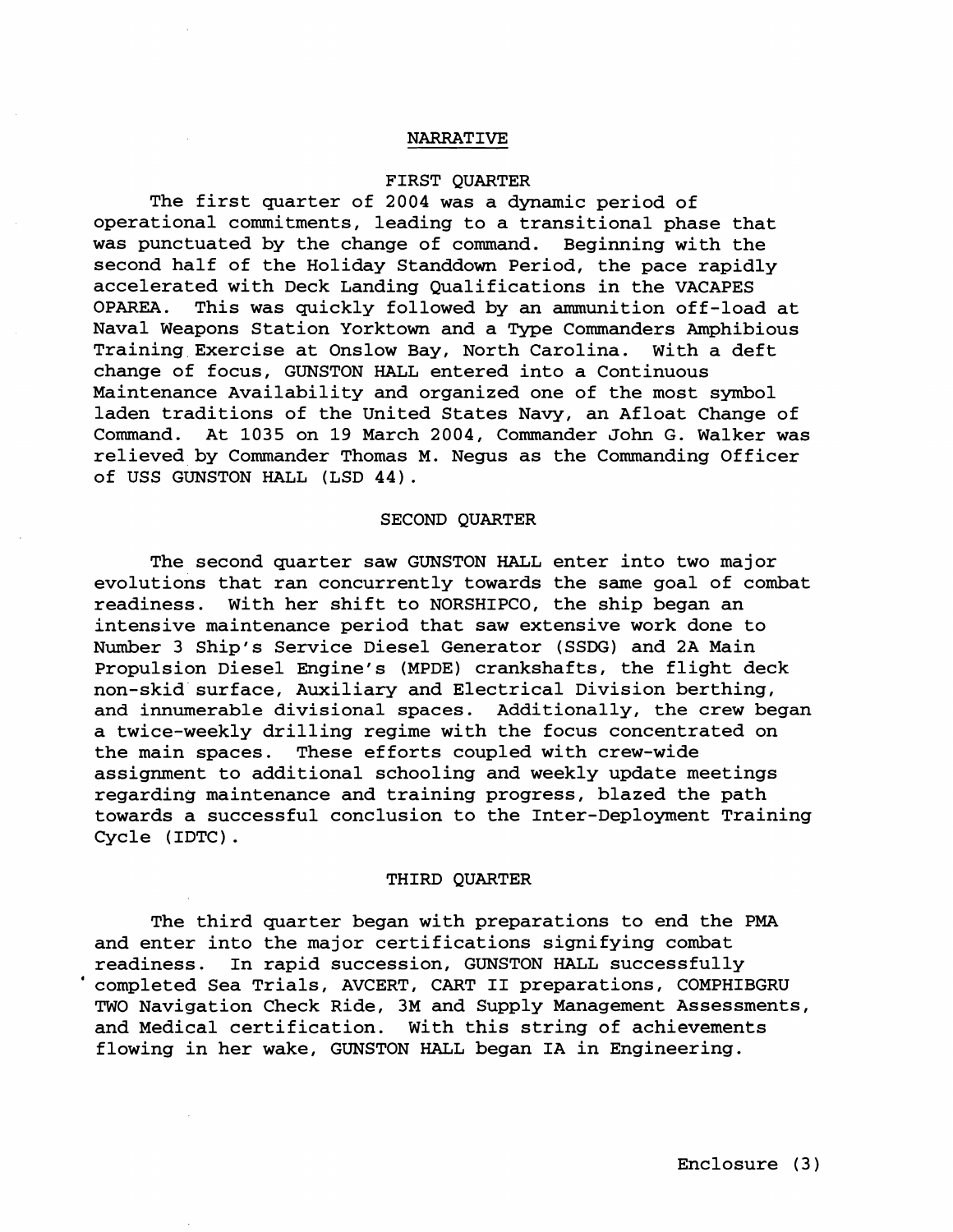# NARRATIVE

## FIRST QUARTER

The first quarter of 2004 was a dynamic period of operational commitments, leading to a transitional phase that was punctuated by the change of command. Beginning with the second half of the Holiday Standdown Period, the pace rapidly accelerated with Deck Landing Qualifications in the VACAPES OPAREA. This was quickly followed by an ammunition off-load at Naval Weapons Station Yorktown and a Type Commanders Amphibious Training Exercise at Onslow Bay, North Carolina. With a deft change of focus, GUNSTON HALL entered into a Continuous Maintenance Availability and organized one of the most symbol laden traditions of the United States Navy, an Afloat Change of Command. At 1035 on 19 March 2004, Commander John G. Walker was relieved by Commander Thomas M. Negus as the Commanding Officer of USS GUNSTON HALL (LSD 44).

## SECOND QUARTER

The second quarter saw GUNSTON HALL enter into two major evolutions that ran concurrently towards the same goal of combat readiness. With her shift to NORSHIPCO, the ship began an intensive maintenance period that saw extensive work done to Number 3 Ship's Service Diesel Generator (SSDG) and 2A Main Propulsion Diesel Engine's (MPDE) crankshafts, the flight deck non-skid surface, Auxiliary and Electrical Division berthing, and innumerable divisional spaces. Additionally, the crew began a twice-weekly drilling regime with the focus concentrated on the main spaces. These efforts coupled with crew-wide assignment to additional schooling and weekly update meetings regarding maintenance and training progress, blazed the path towards a successful conclusion to the Inter-Deployment Training Cycle (IDTC).

## THIRD QUARTER

The third quarter began with preparations to end the PMA and enter into the major certifications signifying combat readiness. In rapid succession, GUNSTON HALL successfully completed Sea Trials, AVCERT, CART II preparations, COMPHIBGRU TWO Navigation Check Ride, 3M and Supply Management Assessments, and Medical certification. With this string of achievements flowing in her wake, GUNSTON HALL began IA in Engineering.

Enclosure (3)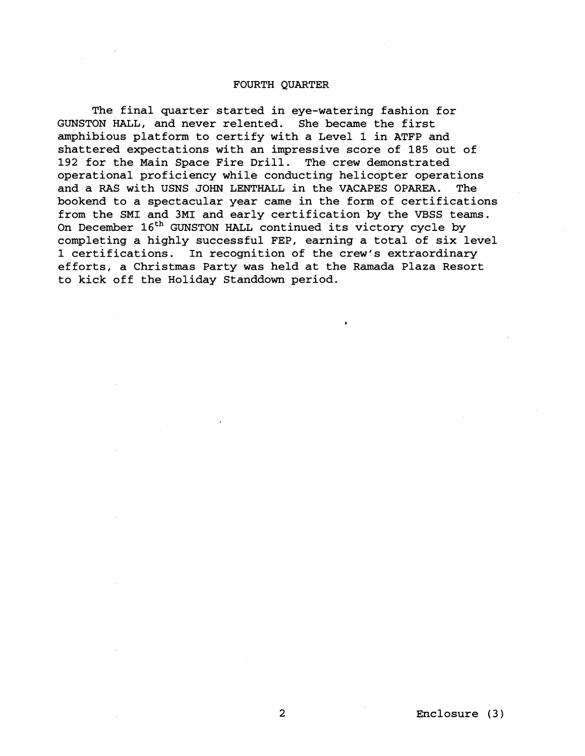## FOURTH QUARTER

The final quarter started in eye-watering fashion for GUNSTON HALL, and never relented. She became the first amphibious platform to certify with a Level 1 in ATFP and shattered expectations with an impressive score of 185 out of 192 for the Main Space Fire Drill. The crew demonstrated operational proficiency while conducting helicopter operations and a RAS with USNS JOHN LENTHALL in the VACAPES OPAREA. The bookend to a spectacular year came in the form of certifications from the SMI and 3MI and early certification by the VBSS teams. On December 16th GUNSTON HALL continued its victory cycle by completing a highly successful FEP, earning a total of six level 1 certifications. In recognition of the crew's extraordinary efforts, a Christmas Party was held at the Ramada Plaza Resort to kick off the Holiday Standdown period.

Enclosure (3)